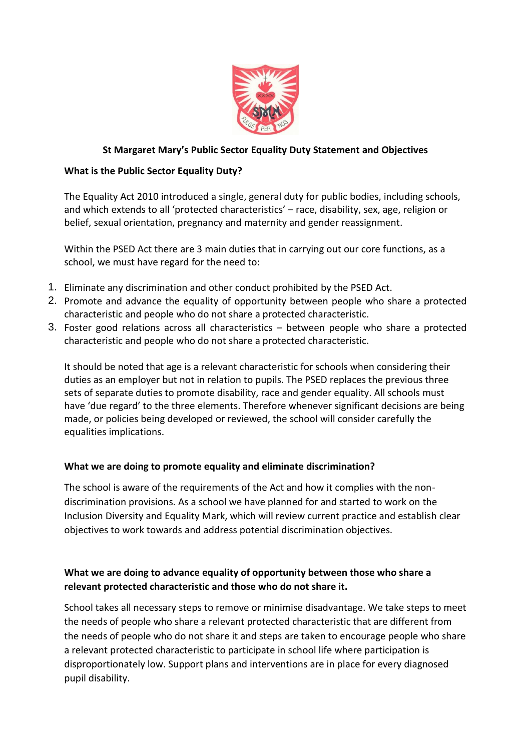# St Margaret Mary's Public Sector Equality Duty Statement and Objectives

## What is the Public Sector Equality Duty?

The Equality Act 2010 introduced a single, general duty for public bodies, including schools, and which extends to all 'protected characteristics' – race, disability, sex, age, religion or belief, sexual orientation, pregnancy and maternity and gender reassignment.

Within the PSED Act there are 3 main duties that in carrying out our core functions, as a school, we must have regard for the need to:

1. Eliminate any discrimination and other conduct prohibited by the PSED Act.
2. Promote and advance the equality of opportunity between people who share a protected characteristic and people who do not share a protected characteristic.
3. Foster good relations across all characteristics – between people who share a protected characteristic and people who do not share a protected characteristic.

It should be noted that age is a relevant characteristic for schools when considering their duties as an employer but not in relation to pupils. The PSED replaces the previous three sets of separate duties to promote disability, race and gender equality. All schools must have 'due regard' to the three elements. Therefore whenever significant decisions are being made, or policies being developed or reviewed, the school will consider carefully the equalities implications.

## What we are doing to promote equality and eliminate discrimination?

The school is aware of the requirements of the Act and how it complies with the non-discrimination provisions. As a school we have planned for and started to work on the Inclusion Diversity and Equality Mark, which will review current practice and establish clear objectives to work towards and address potential discrimination objectives.

## What we are doing to advance equality of opportunity between those who share a relevant protected characteristic and those who do not share it.

School takes all necessary steps to remove or minimise disadvantage. We take steps to meet the needs of people who share a relevant protected characteristic that are different from the needs of people who do not share it and steps are taken to encourage people who share a relevant protected characteristic to participate in school life where participation is disproportionately low. Support plans and interventions are in place for every diagnosed pupil disability.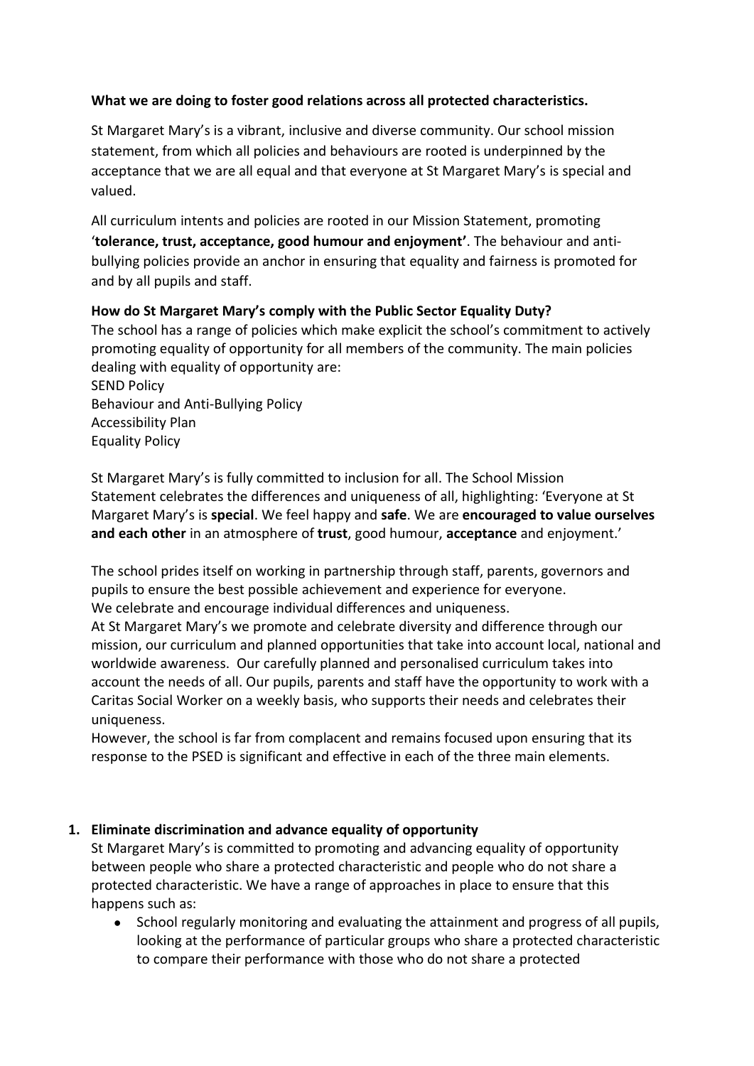**What we are doing to foster good relations across all protected characteristics.**

St Margaret Mary's is a vibrant, inclusive and diverse community. Our school mission statement, from which all policies and behaviours are rooted is underpinned by the acceptance that we are all equal and that everyone at St Margaret Mary's is special and valued.

All curriculum intents and policies are rooted in our Mission Statement, promoting '**tolerance, trust, acceptance, good humour and enjoyment'**. The behaviour and anti-bullying policies provide an anchor in ensuring that equality and fairness is promoted for and by all pupils and staff.

**How do St Margaret Mary's comply with the Public Sector Equality Duty?**

The school has a range of policies which make explicit the school's commitment to actively promoting equality of opportunity for all members of the community. The main policies dealing with equality of opportunity are:

SEND Policy
Behaviour and Anti-Bullying Policy
Accessibility Plan
Equality Policy

St Margaret Mary's is fully committed to inclusion for all. The School Mission Statement celebrates the differences and uniqueness of all, highlighting: 'Everyone at St Margaret Mary's is **special**. We feel happy and **safe**. We are **encouraged to value ourselves and each other** in an atmosphere of **trust**, good humour, **acceptance** and enjoyment.'

The school prides itself on working in partnership through staff, parents, governors and pupils to ensure the best possible achievement and experience for everyone.
We celebrate and encourage individual differences and uniqueness.
At St Margaret Mary's we promote and celebrate diversity and difference through our mission, our curriculum and planned opportunities that take into account local, national and worldwide awareness. Our carefully planned and personalised curriculum takes into account the needs of all. Our pupils, parents and staff have the opportunity to work with a Caritas Social Worker on a weekly basis, who supports their needs and celebrates their uniqueness.
However, the school is far from complacent and remains focused upon ensuring that its response to the PSED is significant and effective in each of the three main elements.

1. **Eliminate discrimination and advance equality of opportunity**

   St Margaret Mary's is committed to promoting and advancing equality of opportunity between people who share a protected characteristic and people who do not share a protected characteristic. We have a range of approaches in place to ensure that this happens such as:

   - School regularly monitoring and evaluating the attainment and progress of all pupils, looking at the performance of particular groups who share a protected characteristic to compare their performance with those who do not share a protected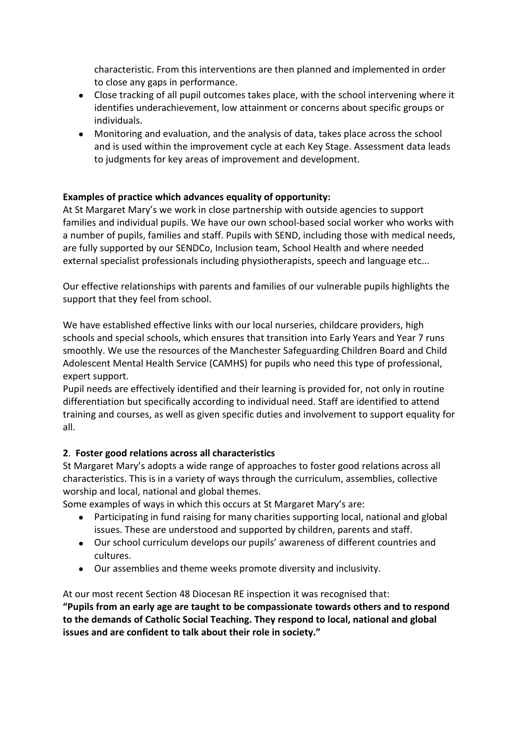characteristic. From this interventions are then planned and implemented in order to close any gaps in performance.

- Close tracking of all pupil outcomes takes place, with the school intervening where it identifies underachievement, low attainment or concerns about specific groups or individuals.
- Monitoring and evaluation, and the analysis of data, takes place across the school and is used within the improvement cycle at each Key Stage. Assessment data leads to judgments for key areas of improvement and development.

**Examples of practice which advances equality of opportunity:**

At St Margaret Mary's we work in close partnership with outside agencies to support families and individual pupils. We have our own school-based social worker who works with a number of pupils, families and staff. Pupils with SEND, including those with medical needs, are fully supported by our SENDCo, Inclusion team, School Health and where needed external specialist professionals including physiotherapists, speech and language etc...

Our effective relationships with parents and families of our vulnerable pupils highlights the support that they feel from school.

We have established effective links with our local nurseries, childcare providers, high schools and special schools, which ensures that transition into Early Years and Year 7 runs smoothly. We use the resources of the Manchester Safeguarding Children Board and Child Adolescent Mental Health Service (CAMHS) for pupils who need this type of professional, expert support.

Pupil needs are effectively identified and their learning is provided for, not only in routine differentiation but specifically according to individual need. Staff are identified to attend training and courses, as well as given specific duties and involvement to support equality for all.

**2**. **Foster good relations across all characteristics**

St Margaret Mary's adopts a wide range of approaches to foster good relations across all characteristics. This is in a variety of ways through the curriculum, assemblies, collective worship and local, national and global themes.

Some examples of ways in which this occurs at St Margaret Mary's are:

- Participating in fund raising for many charities supporting local, national and global issues. These are understood and supported by children, parents and staff.
- Our school curriculum develops our pupils' awareness of different countries and cultures.
- Our assemblies and theme weeks promote diversity and inclusivity.

At our most recent Section 48 Diocesan RE inspection it was recognised that:

**"Pupils from an early age are taught to be compassionate towards others and to respond to the demands of Catholic Social Teaching. They respond to local, national and global issues and are confident to talk about their role in society."**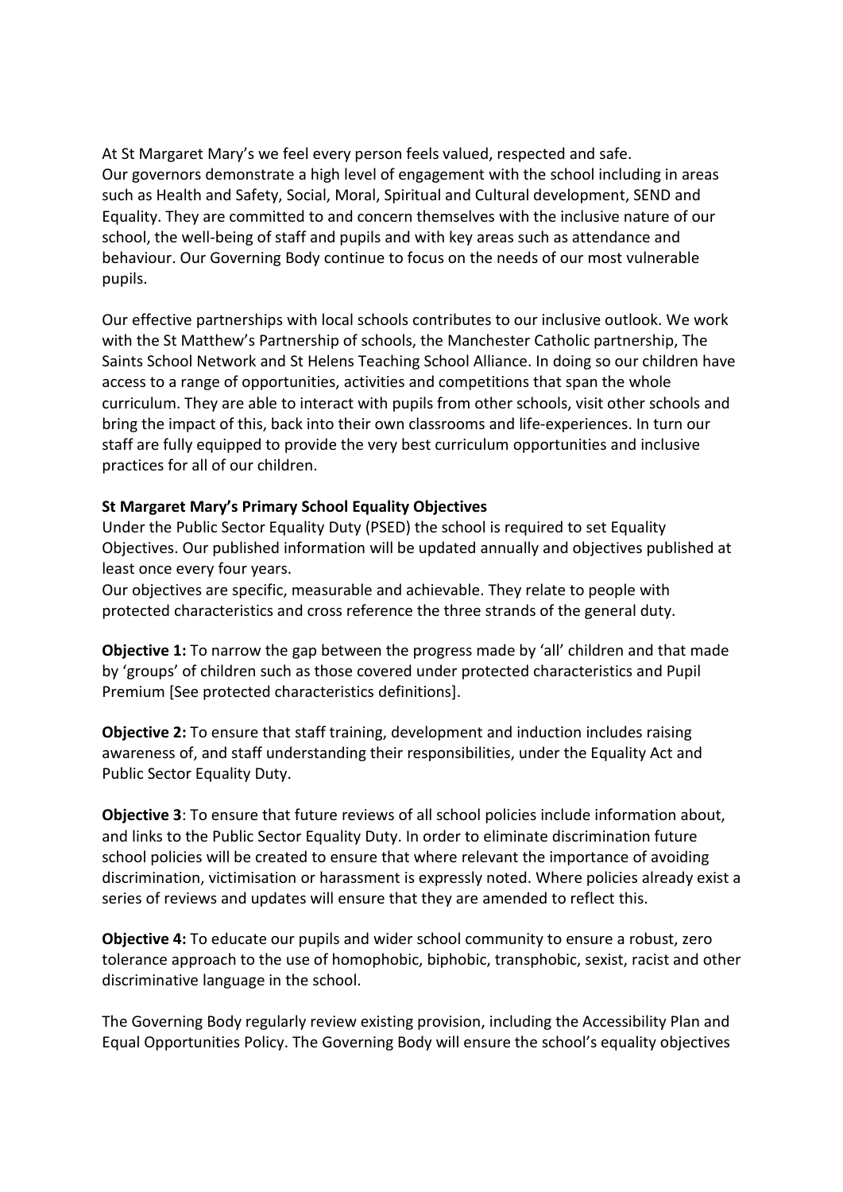At St Margaret Mary's we feel every person feels valued, respected and safe.
Our governors demonstrate a high level of engagement with the school including in areas such as Health and Safety, Social, Moral, Spiritual and Cultural development, SEND and Equality. They are committed to and concern themselves with the inclusive nature of our school, the well-being of staff and pupils and with key areas such as attendance and behaviour. Our Governing Body continue to focus on the needs of our most vulnerable pupils.

Our effective partnerships with local schools contributes to our inclusive outlook. We work with the St Matthew's Partnership of schools, the Manchester Catholic partnership, The Saints School Network and St Helens Teaching School Alliance. In doing so our children have access to a range of opportunities, activities and competitions that span the whole curriculum. They are able to interact with pupils from other schools, visit other schools and bring the impact of this, back into their own classrooms and life-experiences. In turn our staff are fully equipped to provide the very best curriculum opportunities and inclusive practices for all of our children.

**St Margaret Mary's Primary School Equality Objectives**

Under the Public Sector Equality Duty (PSED) the school is required to set Equality Objectives. Our published information will be updated annually and objectives published at least once every four years.
Our objectives are specific, measurable and achievable. They relate to people with protected characteristics and cross reference the three strands of the general duty.

**Objective 1:** To narrow the gap between the progress made by 'all' children and that made by 'groups' of children such as those covered under protected characteristics and Pupil Premium [See protected characteristics definitions].

**Objective 2:** To ensure that staff training, development and induction includes raising awareness of, and staff understanding their responsibilities, under the Equality Act and Public Sector Equality Duty.

**Objective 3**: To ensure that future reviews of all school policies include information about, and links to the Public Sector Equality Duty. In order to eliminate discrimination future school policies will be created to ensure that where relevant the importance of avoiding discrimination, victimisation or harassment is expressly noted. Where policies already exist a series of reviews and updates will ensure that they are amended to reflect this.

**Objective 4:** To educate our pupils and wider school community to ensure a robust, zero tolerance approach to the use of homophobic, biphobic, transphobic, sexist, racist and other discriminative language in the school.

The Governing Body regularly review existing provision, including the Accessibility Plan and Equal Opportunities Policy. The Governing Body will ensure the school's equality objectives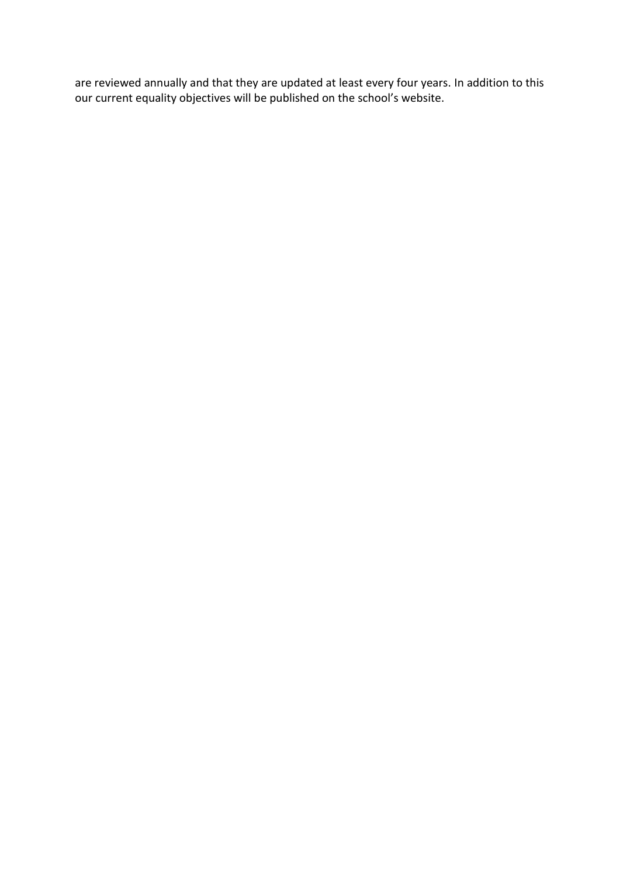are reviewed annually and that they are updated at least every four years. In addition to this our current equality objectives will be published on the school's website.